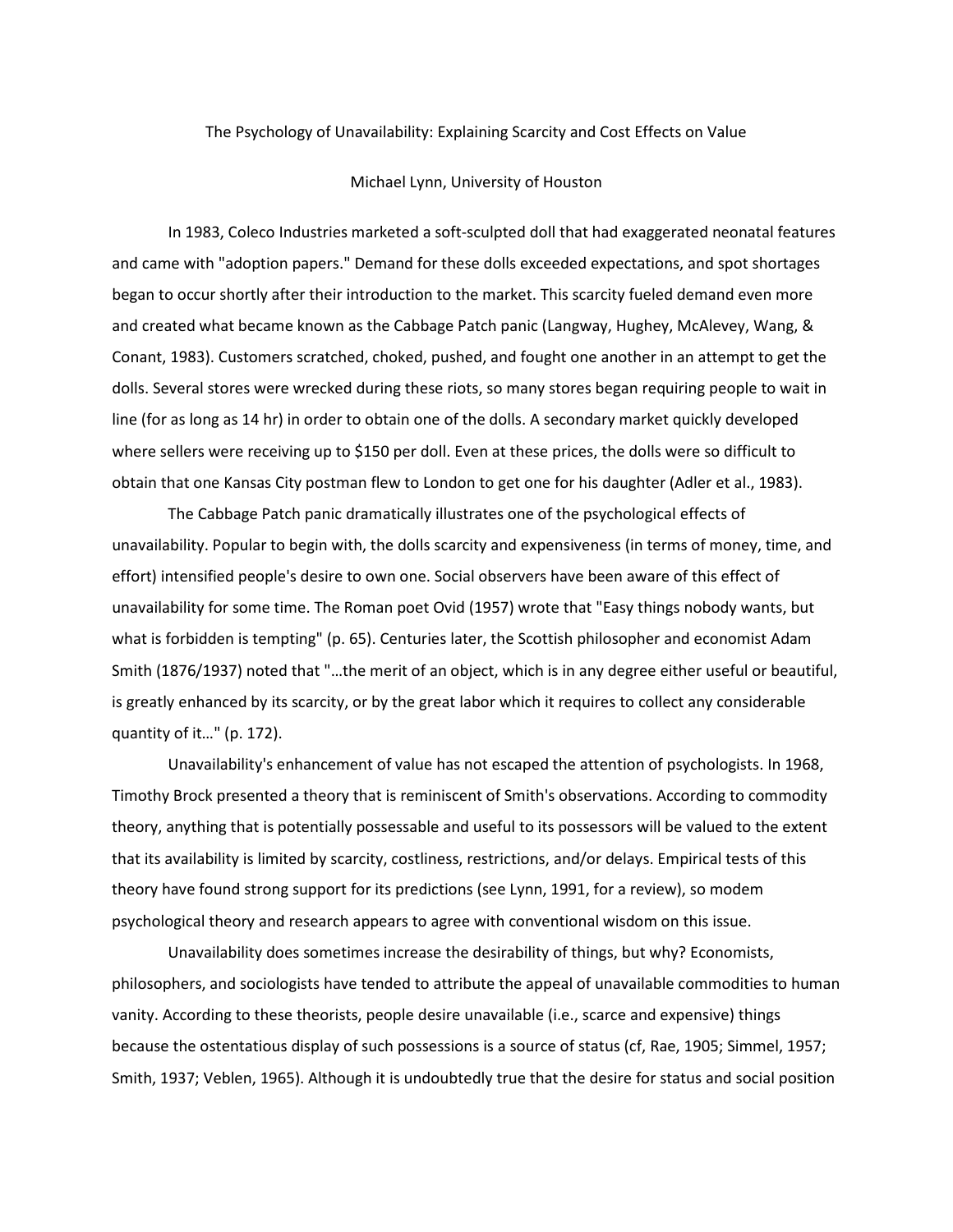# The Psychology of Unavailability: Explaining Scarcity and Cost Effects on Value

Michael Lynn, University of Houston

In 1983, Coleco Industries marketed a soft-sculpted doll that had exaggerated neonatal features and came with "adoption papers." Demand for these dolls exceeded expectations, and spot shortages began to occur shortly after their introduction to the market. This scarcity fueled demand even more and created what became known as the Cabbage Patch panic (Langway, Hughey, McAlevey, Wang, & Conant, 1983). Customers scratched, choked, pushed, and fought one another in an attempt to get the dolls. Several stores were wrecked during these riots, so many stores began requiring people to wait in line (for as long as 14 hr) in order to obtain one of the dolls. A secondary market quickly developed where sellers were receiving up to $150 per doll. Even at these prices, the dolls were so difficult to obtain that one Kansas City postman flew to London to get one for his daughter (Adler et al., 1983).

The Cabbage Patch panic dramatically illustrates one of the psychological effects of unavailability. Popular to begin with, the dolls scarcity and expensiveness (in terms of money, time, and effort) intensified people's desire to own one. Social observers have been aware of this effect of unavailability for some time. The Roman poet Ovid (1957) wrote that "Easy things nobody wants, but what is forbidden is tempting" (p. 65). Centuries later, the Scottish philosopher and economist Adam Smith (1876/1937) noted that "…the merit of an object, which is in any degree either useful or beautiful, is greatly enhanced by its scarcity, or by the great labor which it requires to collect any considerable quantity of it…" (p. 172).

Unavailability's enhancement of value has not escaped the attention of psychologists. In 1968, Timothy Brock presented a theory that is reminiscent of Smith's observations. According to commodity theory, anything that is potentially possessable and useful to its possessors will be valued to the extent that its availability is limited by scarcity, costliness, restrictions, and/or delays. Empirical tests of this theory have found strong support for its predictions (see Lynn, 1991, for a review), so modem psychological theory and research appears to agree with conventional wisdom on this issue.

Unavailability does sometimes increase the desirability of things, but why? Economists, philosophers, and sociologists have tended to attribute the appeal of unavailable commodities to human vanity. According to these theorists, people desire unavailable (i.e., scarce and expensive) things because the ostentatious display of such possessions is a source of status (cf, Rae, 1905; Simmel, 1957; Smith, 1937; Veblen, 1965). Although it is undoubtedly true that the desire for status and social position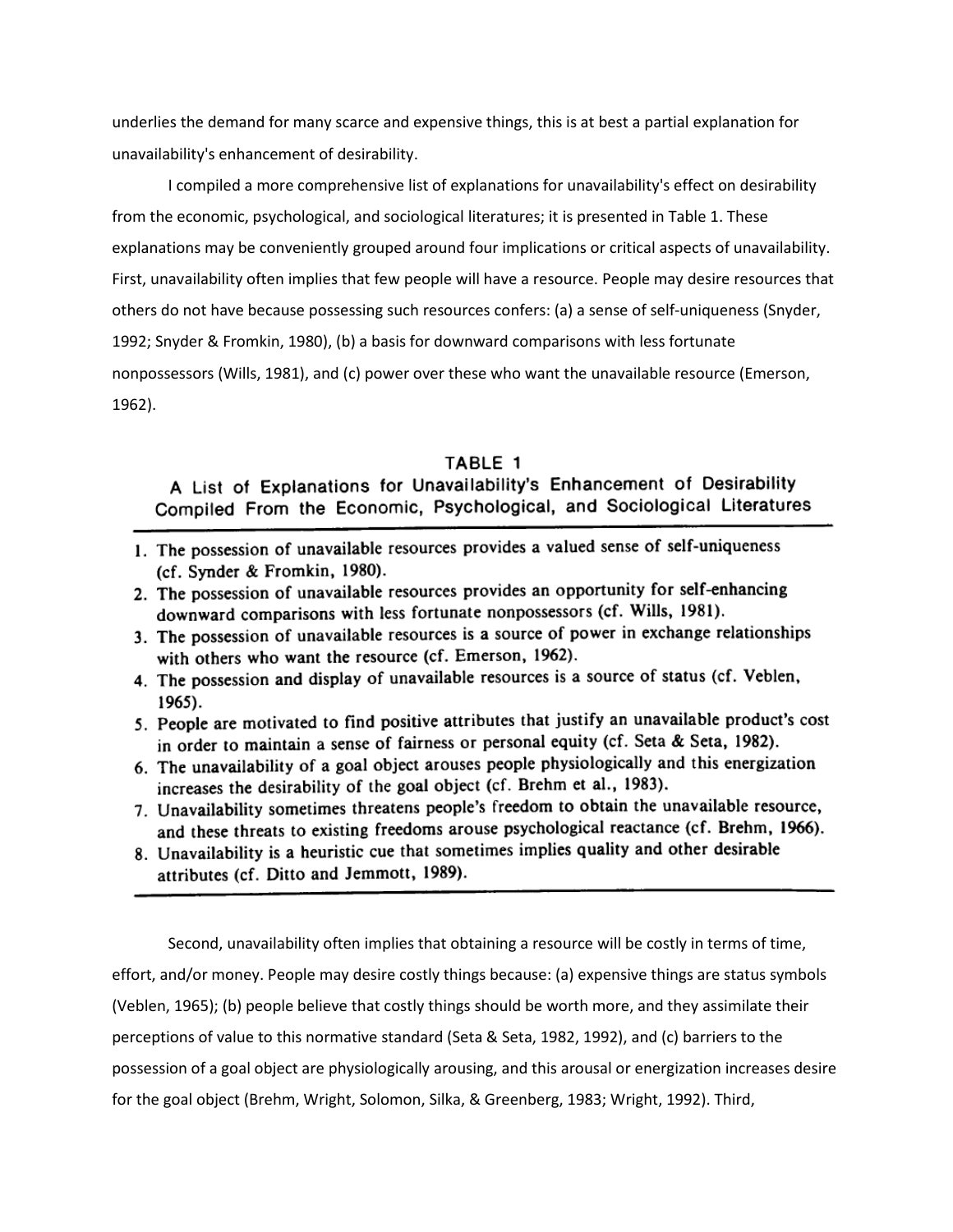underlies the demand for many scarce and expensive things, this is at best a partial explanation for unavailability's enhancement of desirability.

I compiled a more comprehensive list of explanations for unavailability's effect on desirability from the economic, psychological, and sociological literatures; it is presented in Table 1. These explanations may be conveniently grouped around four implications or critical aspects of unavailability. First, unavailability often implies that few people will have a resource. People may desire resources that others do not have because possessing such resources confers: (a) a sense of self-uniqueness (Snyder, 1992; Snyder & Fromkin, 1980), (b) a basis for downward comparisons with less fortunate nonpossessors (Wills, 1981), and (c) power over these who want the unavailable resource (Emerson, 1962).

**TABLE 1**

**A List of Explanations for Unavailability's Enhancement of Desirability Compiled From the Economic, Psychological, and Sociological Literatures**

1. The possession of unavailable resources provides a valued sense of self-uniqueness (cf. Synder & Fromkin, 1980).
2. The possession of unavailable resources provides an opportunity for self-enhancing downward comparisons with less fortunate nonpossessors (cf. Wills, 1981).
3. The possession of unavailable resources is a source of power in exchange relationships with others who want the resource (cf. Emerson, 1962).
4. The possession and display of unavailable resources is a source of status (cf. Veblen, 1965).
5. People are motivated to find positive attributes that justify an unavailable product's cost in order to maintain a sense of fairness or personal equity (cf. Seta & Seta, 1982).
6. The unavailability of a goal object arouses people physiologically and this energization increases the desirability of the goal object (cf. Brehm et al., 1983).
7. Unavailability sometimes threatens people's freedom to obtain the unavailable resource, and these threats to existing freedoms arouse psychological reactance (cf. Brehm, 1966).
8. Unavailability is a heuristic cue that sometimes implies quality and other desirable attributes (cf. Ditto and Jemmott, 1989).

Second, unavailability often implies that obtaining a resource will be costly in terms of time, effort, and/or money. People may desire costly things because: (a) expensive things are status symbols (Veblen, 1965); (b) people believe that costly things should be worth more, and they assimilate their perceptions of value to this normative standard (Seta & Seta, 1982, 1992), and (c) barriers to the possession of a goal object are physiologically arousing, and this arousal or energization increases desire for the goal object (Brehm, Wright, Solomon, Silka, & Greenberg, 1983; Wright, 1992). Third,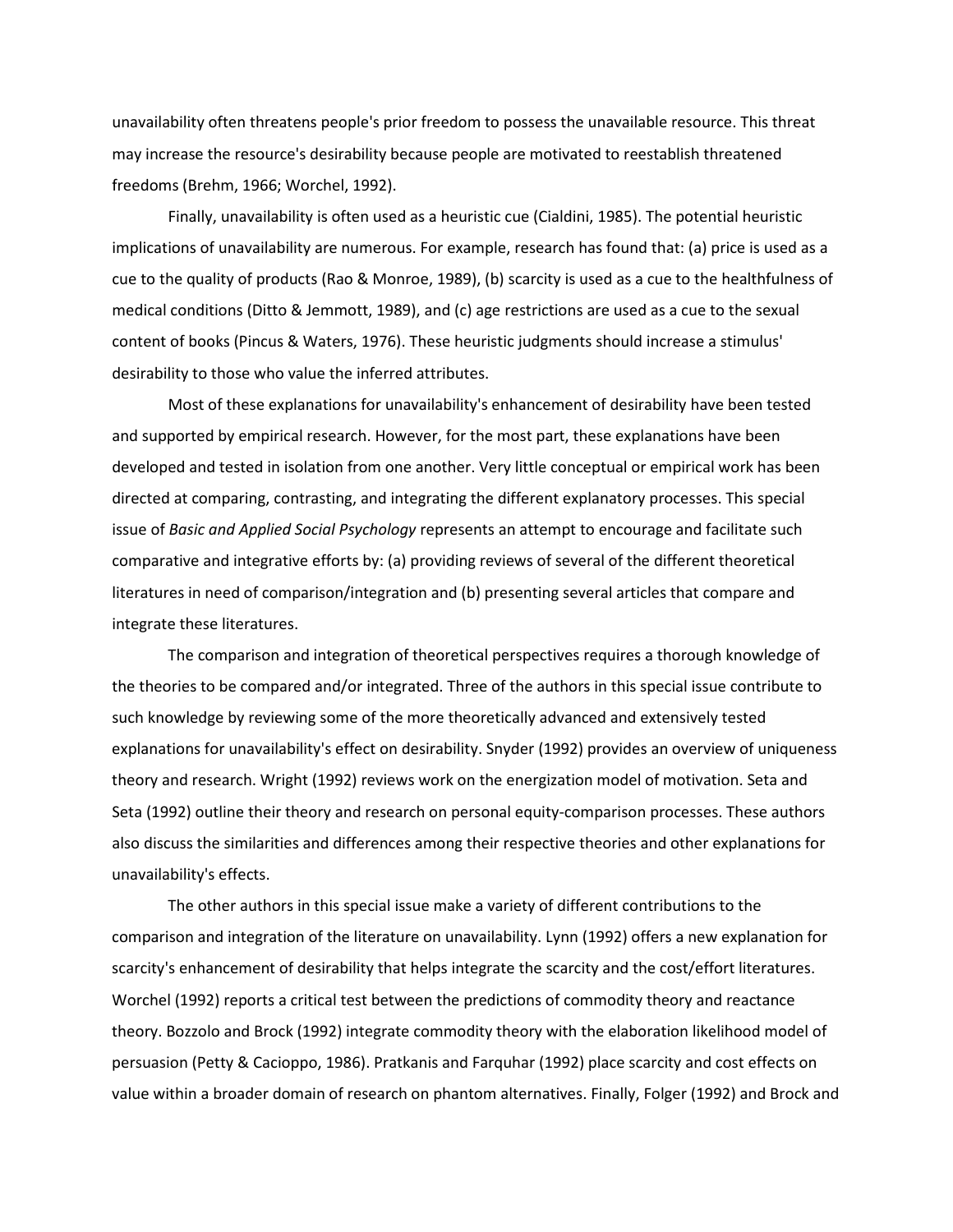unavailability often threatens people's prior freedom to possess the unavailable resource. This threat may increase the resource's desirability because people are motivated to reestablish threatened freedoms (Brehm, 1966; Worchel, 1992).

Finally, unavailability is often used as a heuristic cue (Cialdini, 1985). The potential heuristic implications of unavailability are numerous. For example, research has found that: (a) price is used as a cue to the quality of products (Rao & Monroe, 1989), (b) scarcity is used as a cue to the healthfulness of medical conditions (Ditto & Jemmott, 1989), and (c) age restrictions are used as a cue to the sexual content of books (Pincus & Waters, 1976). These heuristic judgments should increase a stimulus' desirability to those who value the inferred attributes.

Most of these explanations for unavailability's enhancement of desirability have been tested and supported by empirical research. However, for the most part, these explanations have been developed and tested in isolation from one another. Very little conceptual or empirical work has been directed at comparing, contrasting, and integrating the different explanatory processes. This special issue of *Basic and Applied Social Psychology* represents an attempt to encourage and facilitate such comparative and integrative efforts by: (a) providing reviews of several of the different theoretical literatures in need of comparison/integration and (b) presenting several articles that compare and integrate these literatures.

The comparison and integration of theoretical perspectives requires a thorough knowledge of the theories to be compared and/or integrated. Three of the authors in this special issue contribute to such knowledge by reviewing some of the more theoretically advanced and extensively tested explanations for unavailability's effect on desirability. Snyder (1992) provides an overview of uniqueness theory and research. Wright (1992) reviews work on the energization model of motivation. Seta and Seta (1992) outline their theory and research on personal equity-comparison processes. These authors also discuss the similarities and differences among their respective theories and other explanations for unavailability's effects.

The other authors in this special issue make a variety of different contributions to the comparison and integration of the literature on unavailability. Lynn (1992) offers a new explanation for scarcity's enhancement of desirability that helps integrate the scarcity and the cost/effort literatures. Worchel (1992) reports a critical test between the predictions of commodity theory and reactance theory. Bozzolo and Brock (1992) integrate commodity theory with the elaboration likelihood model of persuasion (Petty & Cacioppo, 1986). Pratkanis and Farquhar (1992) place scarcity and cost effects on value within a broader domain of research on phantom alternatives. Finally, Folger (1992) and Brock and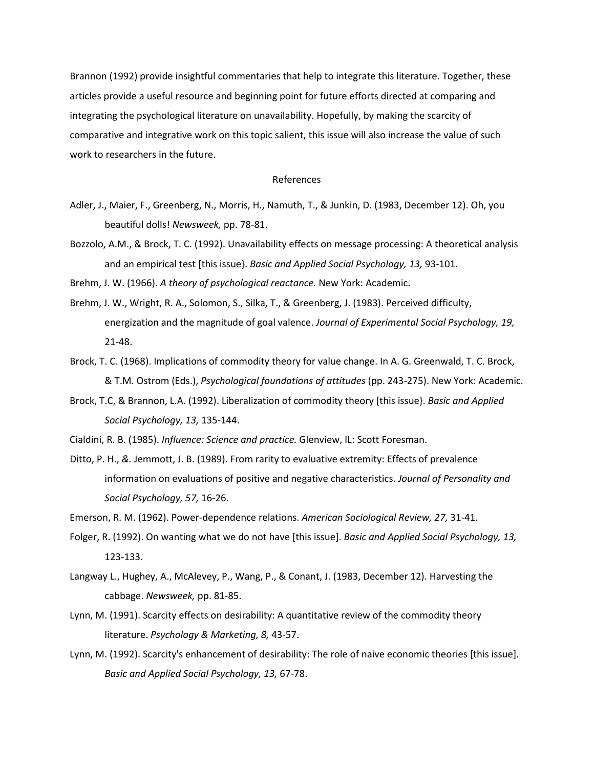Brannon (1992) provide insightful commentaries that help to integrate this literature. Together, these articles provide a useful resource and beginning point for future efforts directed at comparing and integrating the psychological literature on unavailability. Hopefully, by making the scarcity of comparative and integrative work on this topic salient, this issue will also increase the value of such work to researchers in the future.

## References

Adler, J., Maier, F., Greenberg, N., Morris, H., Namuth, T., & Junkin, D. (1983, December 12). Oh, you beautiful dolls! *Newsweek,* pp. 78-81.

Bozzolo, A.M., & Brock, T. C. (1992). Unavailability effects on message processing: A theoretical analysis and an empirical test [this issue}. *Basic and Applied Social Psychology, 13,* 93-101.

Brehm, J. W. (1966). *A theory of psychological reactance.* New York: Academic.

Brehm, J. W., Wright, R. A., Solomon, S., Silka, T., & Greenberg, J. (1983). Perceived difficulty, energization and the magnitude of goal valence. *Journal of Experimental Social Psychology, 19,* 21-48.

Brock, T. C. (1968). Implications of commodity theory for value change. In A. G. Greenwald, T. C. Brock, & T.M. Ostrom (Eds.), *Psychological foundations of attitudes* (pp. 243-275). New York: Academic.

Brock, T.C, & Brannon, L.A. (1992). Liberalization of commodity theory [this issue}. *Basic and Applied Social Psychology, 13,* 135-144.

Cialdini, R. B. (1985). *Influence: Science and practice.* Glenview, IL: Scott Foresman.

Ditto, P. H., &. Jemmott, J. B. (1989). From rarity to evaluative extremity: Effects of prevalence information on evaluations of positive and negative characteristics. *Journal of Personality and Social Psychology, 57,* 16-26.

Emerson, R. M. (1962). Power-dependence relations. *American Sociological Review, 27,* 31-41.

Folger, R. (1992). On wanting what we do not have [this issue]. *Basic and Applied Social Psychology, 13,* 123-133.

Langway L., Hughey, A., McAlevey, P., Wang, P., & Conant, J. (1983, December 12). Harvesting the cabbage. *Newsweek,* pp. 81-85.

Lynn, M. (1991). Scarcity effects on desirability: A quantitative review of the commodity theory literature. *Psychology & Marketing, 8,* 43-57.

Lynn, M. (1992). Scarcity's enhancement of desirability: The role of naive economic theories [this issue]. *Basic and Applied Social Psychology, 13,* 67-78.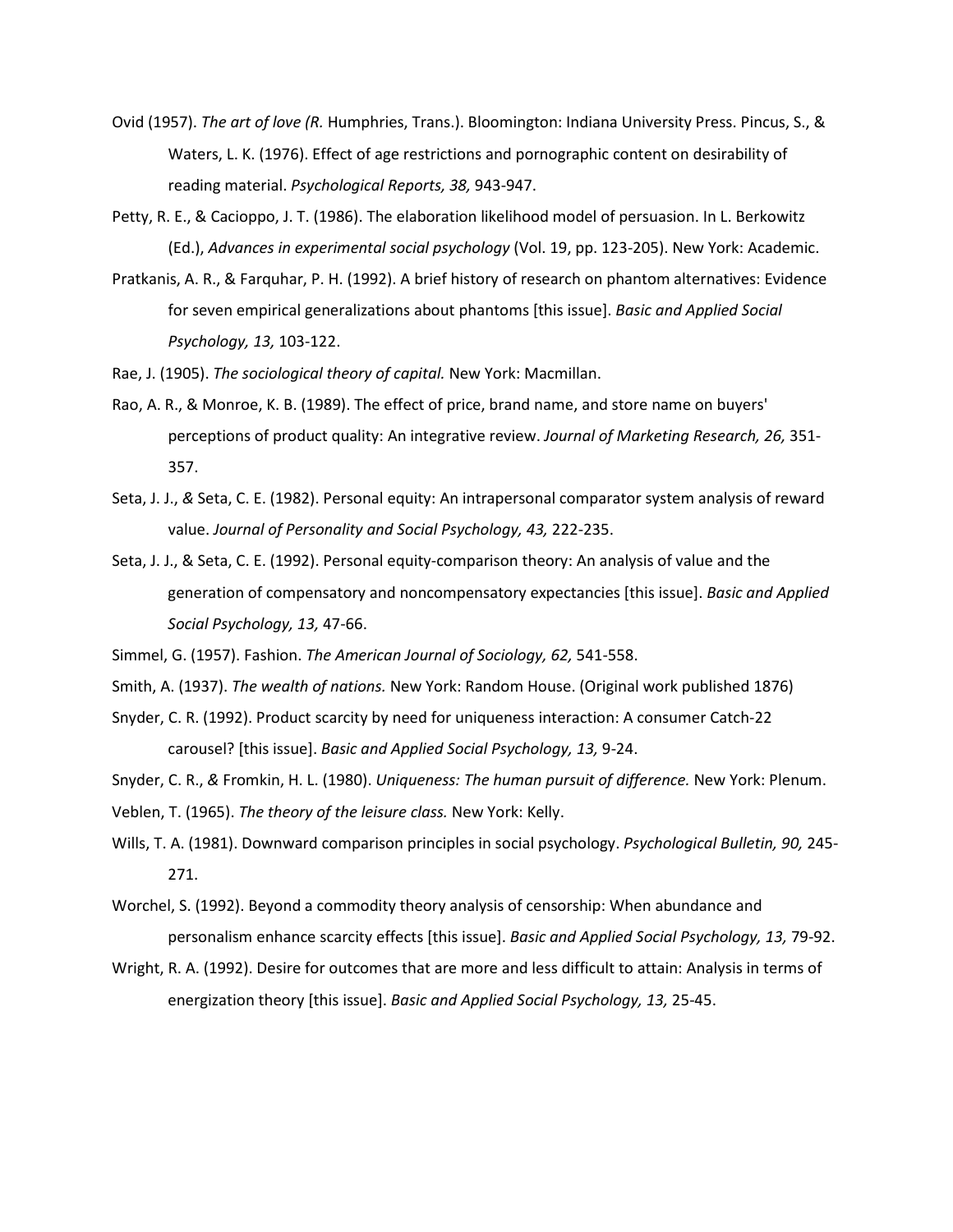Ovid (1957). *The art of love (R.* Humphries, Trans.). Bloomington: Indiana University Press. Pincus, S., & Waters, L. K. (1976). Effect of age restrictions and pornographic content on desirability of reading material. *Psychological Reports, 38,* 943-947.

Petty, R. E., & Cacioppo, J. T. (1986). The elaboration likelihood model of persuasion. In L. Berkowitz (Ed.), *Advances in experimental social psychology* (Vol. 19, pp. 123-205). New York: Academic.

Pratkanis, A. R., & Farquhar, P. H. (1992). A brief history of research on phantom alternatives: Evidence for seven empirical generalizations about phantoms [this issue]. *Basic and Applied Social Psychology, 13,* 103-122.

Rae, J. (1905). *The sociological theory of capital.* New York: Macmillan.

Rao, A. R., & Monroe, K. B. (1989). The effect of price, brand name, and store name on buyers' perceptions of product quality: An integrative review. *Journal of Marketing Research, 26,* 351-357.

Seta, J. J., *&* Seta, C. E. (1982). Personal equity: An intrapersonal comparator system analysis of reward value. *Journal of Personality and Social Psychology, 43,* 222-235.

Seta, J. J., & Seta, C. E. (1992). Personal equity-comparison theory: An analysis of value and the generation of compensatory and noncompensatory expectancies [this issue]. *Basic and Applied Social Psychology, 13,* 47-66.

Simmel, G. (1957). Fashion. *The American Journal of Sociology, 62,* 541-558.

Smith, A. (1937). *The wealth of nations.* New York: Random House. (Original work published 1876)

Snyder, C. R. (1992). Product scarcity by need for uniqueness interaction: A consumer Catch-22 carousel? [this issue]. *Basic and Applied Social Psychology, 13,* 9-24.

Snyder, C. R., *&* Fromkin, H. L. (1980). *Uniqueness: The human pursuit of difference.* New York: Plenum.

Veblen, T. (1965). *The theory of the leisure class.* New York: Kelly.

Wills, T. A. (1981). Downward comparison principles in social psychology. *Psychological Bulletin, 90,* 245-271.

Worchel, S. (1992). Beyond a commodity theory analysis of censorship: When abundance and personalism enhance scarcity effects [this issue]. *Basic and Applied Social Psychology, 13,* 79-92.

Wright, R. A. (1992). Desire for outcomes that are more and less difficult to attain: Analysis in terms of energization theory [this issue]. *Basic and Applied Social Psychology, 13,* 25-45.